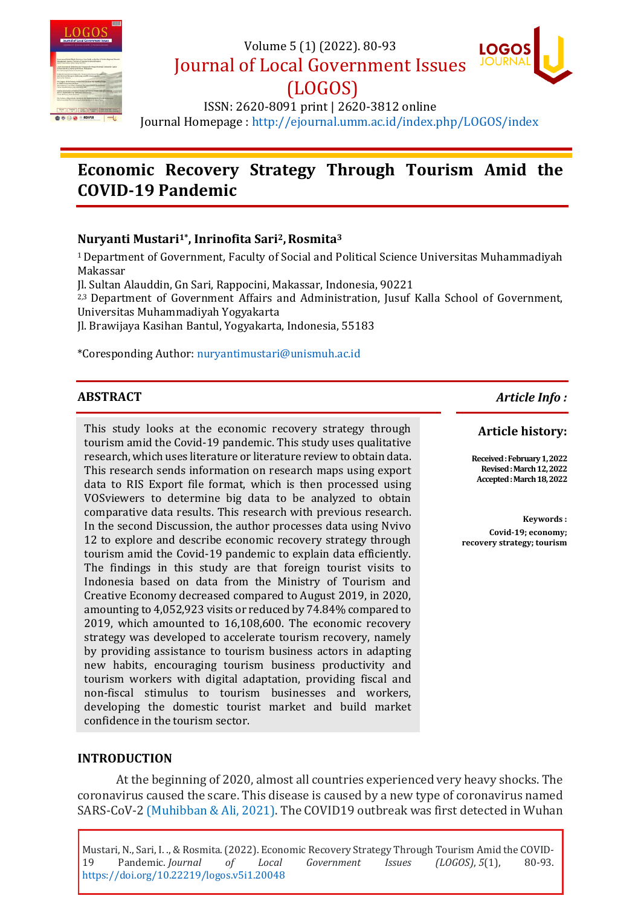# Economic Recovery Strategy Through Tourism Amid the COVID-19 Pandemic

**Nuryanti Mustari[1*], Inrinofita Sari[2], Rosmita[3]**

[1] Department of Government, Faculty of Social and Political Science Universitas Muhammadiyah Makassar
Jl. Sultan Alauddin, Gn Sari, Rappocini, Makassar, Indonesia, 90221
[2,3] Department of Government Affairs and Administration, Jusuf Kalla School of Government, Universitas Muhammadiyah Yogyakarta
Jl. Brawijaya Kasihan Bantul, Yogyakarta, Indonesia, 55183

*Coresponding Author: nuryantimustari@unismuh.ac.id

## ABSTRACT

This study looks at the economic recovery strategy through tourism amid the Covid-19 pandemic. This study uses qualitative research, which uses literature or literature review to obtain data. This research sends information on research maps using export data to RIS Export file format, which is then processed using VOSviewers to determine big data to be analyzed to obtain comparative data results. This research with previous research. In the second Discussion, the author processes data using Nvivo 12 to explore and describe economic recovery strategy through tourism amid the Covid-19 pandemic to explain data efficiently. The findings in this study are that foreign tourist visits to Indonesia based on data from the Ministry of Tourism and Creative Economy decreased compared to August 2019, in 2020, amounting to 4,052,923 visits or reduced by 74.84% compared to 2019, which amounted to 16,108,600. The economic recovery strategy was developed to accelerate tourism recovery, namely by providing assistance to tourism business actors in adapting new habits, encouraging tourism business productivity and tourism workers with digital adaptation, providing fiscal and non-fiscal stimulus to tourism businesses and workers, developing the domestic tourist market and build market confidence in the tourism sector.

***Article Info :***

**Article history:**

**Received : February 1, 2022**
**Revised : March 12, 2022**
**Accepted : March 18, 2022**

**Keywords :**
**Covid-19; economy; recovery strategy; tourism**

## INTRODUCTION

At the beginning of 2020, almost all countries experienced very heavy shocks. The coronavirus caused the scare. This disease is caused by a new type of coronavirus named SARS-CoV-2 (Muhibban & Ali, 2021). The COVID19 outbreak was first detected in Wuhan

Mustari, N., Sari, I. ., & Rosmita. (2022). Economic Recovery Strategy Through Tourism Amid the COVID-19 Pandemic. *Journal of Local Government Issues (LOGOS)*, *5*(1), 80-93. https://doi.org/10.22219/logos.v5i1.20048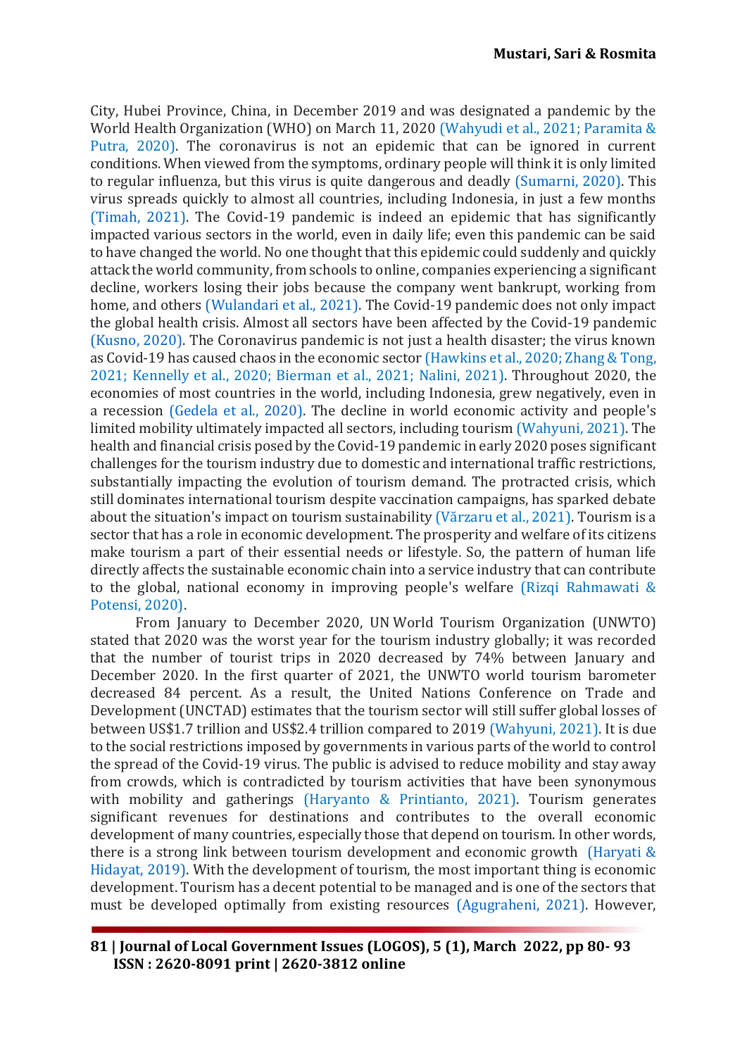City, Hubei Province, China, in December 2019 and was designated a pandemic by the World Health Organization (WHO) on March 11, 2020 (Wahyudi et al., 2021; Paramita & Putra, 2020). The coronavirus is not an epidemic that can be ignored in current conditions. When viewed from the symptoms, ordinary people will think it is only limited to regular influenza, but this virus is quite dangerous and deadly (Sumarni, 2020). This virus spreads quickly to almost all countries, including Indonesia, in just a few months (Timah, 2021). The Covid-19 pandemic is indeed an epidemic that has significantly impacted various sectors in the world, even in daily life; even this pandemic can be said to have changed the world. No one thought that this epidemic could suddenly and quickly attack the world community, from schools to online, companies experiencing a significant decline, workers losing their jobs because the company went bankrupt, working from home, and others (Wulandari et al., 2021). The Covid-19 pandemic does not only impact the global health crisis. Almost all sectors have been affected by the Covid-19 pandemic (Kusno, 2020). The Coronavirus pandemic is not just a health disaster; the virus known as Covid-19 has caused chaos in the economic sector (Hawkins et al., 2020; Zhang & Tong, 2021; Kennelly et al., 2020; Bierman et al., 2021; Nalini, 2021). Throughout 2020, the economies of most countries in the world, including Indonesia, grew negatively, even in a recession (Gedela et al., 2020). The decline in world economic activity and people's limited mobility ultimately impacted all sectors, including tourism (Wahyuni, 2021). The health and financial crisis posed by the Covid-19 pandemic in early 2020 poses significant challenges for the tourism industry due to domestic and international traffic restrictions, substantially impacting the evolution of tourism demand. The protracted crisis, which still dominates international tourism despite vaccination campaigns, has sparked debate about the situation's impact on tourism sustainability (Vărzaru et al., 2021). Tourism is a sector that has a role in economic development. The prosperity and welfare of its citizens make tourism a part of their essential needs or lifestyle. So, the pattern of human life directly affects the sustainable economic chain into a service industry that can contribute to the global, national economy in improving people's welfare (Rizqi Rahmawati & Potensi, 2020).

From January to December 2020, UN World Tourism Organization (UNWTO) stated that 2020 was the worst year for the tourism industry globally; it was recorded that the number of tourist trips in 2020 decreased by 74% between January and December 2020. In the first quarter of 2021, the UNWTO world tourism barometer decreased 84 percent. As a result, the United Nations Conference on Trade and Development (UNCTAD) estimates that the tourism sector will still suffer global losses of between US$1.7 trillion and US$2.4 trillion compared to 2019 (Wahyuni, 2021). It is due to the social restrictions imposed by governments in various parts of the world to control the spread of the Covid-19 virus. The public is advised to reduce mobility and stay away from crowds, which is contradicted by tourism activities that have been synonymous with mobility and gatherings (Haryanto & Printianto, 2021). Tourism generates significant revenues for destinations and contributes to the overall economic development of many countries, especially those that depend on tourism. In other words, there is a strong link between tourism development and economic growth (Haryati & Hidayat, 2019). With the development of tourism, the most important thing is economic development. Tourism has a decent potential to be managed and is one of the sectors that must be developed optimally from existing resources (Agugraheni, 2021). However,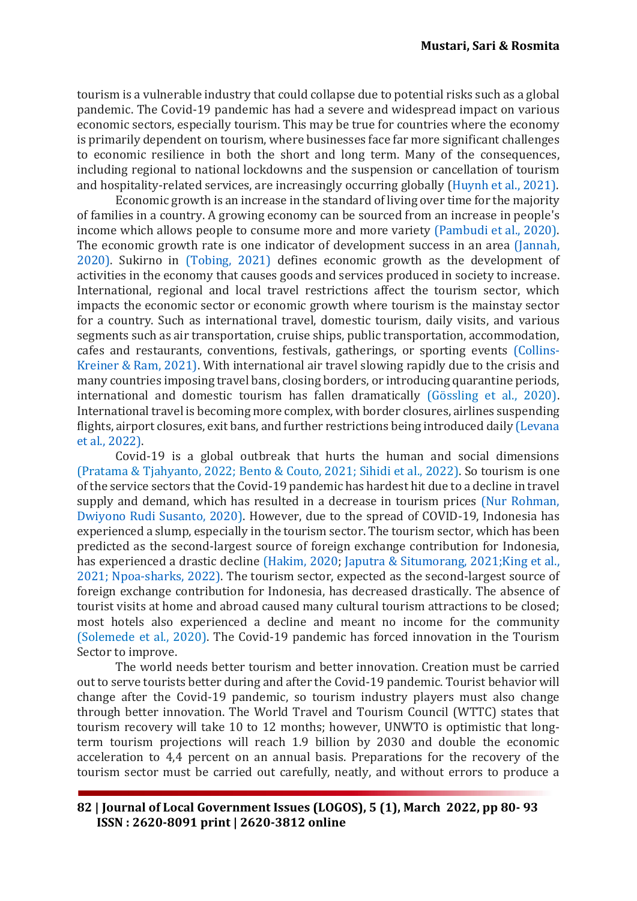tourism is a vulnerable industry that could collapse due to potential risks such as a global pandemic. The Covid-19 pandemic has had a severe and widespread impact on various economic sectors, especially tourism. This may be true for countries where the economy is primarily dependent on tourism, where businesses face far more significant challenges to economic resilience in both the short and long term. Many of the consequences, including regional to national lockdowns and the suspension or cancellation of tourism and hospitality-related services, are increasingly occurring globally (Huynh et al., 2021).

Economic growth is an increase in the standard of living over time for the majority of families in a country. A growing economy can be sourced from an increase in people's income which allows people to consume more and more variety (Pambudi et al., 2020). The economic growth rate is one indicator of development success in an area (Jannah, 2020). Sukirno in (Tobing, 2021) defines economic growth as the development of activities in the economy that causes goods and services produced in society to increase. International, regional and local travel restrictions affect the tourism sector, which impacts the economic sector or economic growth where tourism is the mainstay sector for a country. Such as international travel, domestic tourism, daily visits, and various segments such as air transportation, cruise ships, public transportation, accommodation, cafes and restaurants, conventions, festivals, gatherings, or sporting events (Collins-Kreiner & Ram, 2021). With international air travel slowing rapidly due to the crisis and many countries imposing travel bans, closing borders, or introducing quarantine periods, international and domestic tourism has fallen dramatically (Gössling et al., 2020). International travel is becoming more complex, with border closures, airlines suspending flights, airport closures, exit bans, and further restrictions being introduced daily (Levana et al., 2022).

Covid-19 is a global outbreak that hurts the human and social dimensions (Pratama & Tjahyanto, 2022; Bento & Couto, 2021; Sihidi et al., 2022). So tourism is one of the service sectors that the Covid-19 pandemic has hardest hit due to a decline in travel supply and demand, which has resulted in a decrease in tourism prices (Nur Rohman, Dwiyono Rudi Susanto, 2020). However, due to the spread of COVID-19, Indonesia has experienced a slump, especially in the tourism sector. The tourism sector, which has been predicted as the second-largest source of foreign exchange contribution for Indonesia, has experienced a drastic decline (Hakim, 2020; Japutra & Situmorang, 2021;King et al., 2021; Npoa-sharks, 2022). The tourism sector, expected as the second-largest source of foreign exchange contribution for Indonesia, has decreased drastically. The absence of tourist visits at home and abroad caused many cultural tourism attractions to be closed; most hotels also experienced a decline and meant no income for the community (Solemede et al., 2020). The Covid-19 pandemic has forced innovation in the Tourism Sector to improve.

The world needs better tourism and better innovation. Creation must be carried out to serve tourists better during and after the Covid-19 pandemic. Tourist behavior will change after the Covid-19 pandemic, so tourism industry players must also change through better innovation. The World Travel and Tourism Council (WTTC) states that tourism recovery will take 10 to 12 months; however, UNWTO is optimistic that long-term tourism projections will reach 1.9 billion by 2030 and double the economic acceleration to 4,4 percent on an annual basis. Preparations for the recovery of the tourism sector must be carried out carefully, neatly, and without errors to produce a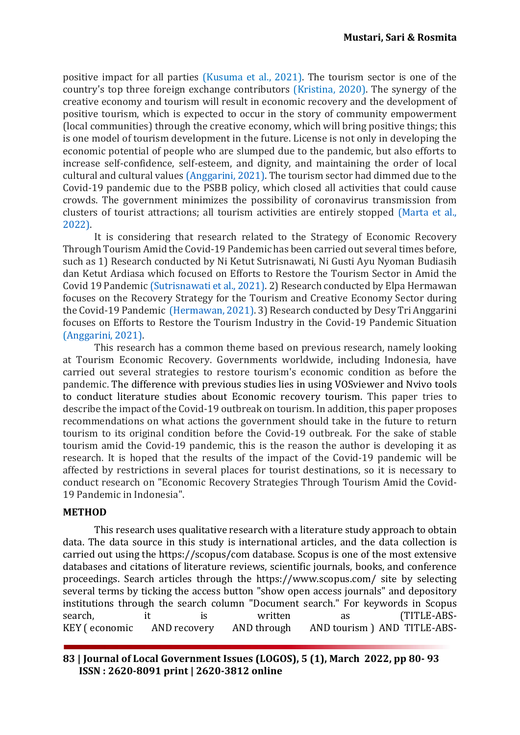positive impact for all parties (Kusuma et al., 2021). The tourism sector is one of the country's top three foreign exchange contributors (Kristina, 2020). The synergy of the creative economy and tourism will result in economic recovery and the development of positive tourism, which is expected to occur in the story of community empowerment (local communities) through the creative economy, which will bring positive things; this is one model of tourism development in the future. License is not only in developing the economic potential of people who are slumped due to the pandemic, but also efforts to increase self-confidence, self-esteem, and dignity, and maintaining the order of local cultural and cultural values (Anggarini, 2021). The tourism sector had dimmed due to the Covid-19 pandemic due to the PSBB policy, which closed all activities that could cause crowds. The government minimizes the possibility of coronavirus transmission from clusters of tourist attractions; all tourism activities are entirely stopped (Marta et al., 2022).

It is considering that research related to the Strategy of Economic Recovery Through Tourism Amid the Covid-19 Pandemic has been carried out several times before, such as 1) Research conducted by Ni Ketut Sutrisnawati, Ni Gusti Ayu Nyoman Budiasih dan Ketut Ardiasa which focused on Efforts to Restore the Tourism Sector in Amid the Covid 19 Pandemic (Sutrisnawati et al., 2021). 2) Research conducted by Elpa Hermawan focuses on the Recovery Strategy for the Tourism and Creative Economy Sector during the Covid-19 Pandemic (Hermawan, 2021). 3) Research conducted by Desy Tri Anggarini focuses on Efforts to Restore the Tourism Industry in the Covid-19 Pandemic Situation (Anggarini, 2021).

This research has a common theme based on previous research, namely looking at Tourism Economic Recovery. Governments worldwide, including Indonesia, have carried out several strategies to restore tourism's economic condition as before the pandemic. The difference with previous studies lies in using VOSviewer and Nvivo tools to conduct literature studies about Economic recovery tourism. This paper tries to describe the impact of the Covid-19 outbreak on tourism. In addition, this paper proposes recommendations on what actions the government should take in the future to return tourism to its original condition before the Covid-19 outbreak. For the sake of stable tourism amid the Covid-19 pandemic, this is the reason the author is developing it as research. It is hoped that the results of the impact of the Covid-19 pandemic will be affected by restrictions in several places for tourist destinations, so it is necessary to conduct research on "Economic Recovery Strategies Through Tourism Amid the Covid-19 Pandemic in Indonesia".

## METHOD

This research uses qualitative research with a literature study approach to obtain data. The data source in this study is international articles, and the data collection is carried out using the https://scopus/com database. Scopus is one of the most extensive databases and citations of literature reviews, scientific journals, books, and conference proceedings. Search articles through the https://www.scopus.com/ site by selecting several terms by ticking the access button "show open access journals" and depository institutions through the search column "Document search." For keywords in Scopus search, it is written as (TITLE-ABS-KEY ( economic AND recovery AND through AND tourism ) AND TITLE-ABS-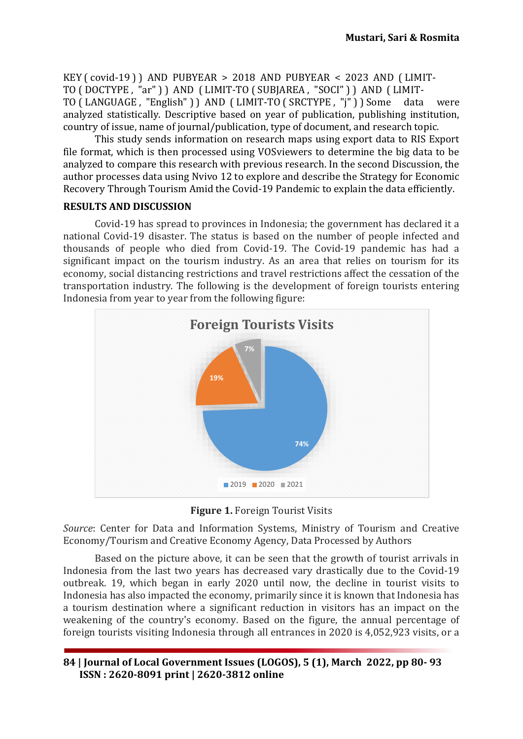KEY ( covid-19 ) ) AND PUBYEAR > 2018 AND PUBYEAR < 2023 AND ( LIMIT-TO ( DOCTYPE , "ar" ) ) AND ( LIMIT-TO ( SUBJAREA , "SOCI" ) ) AND ( LIMIT-TO ( LANGUAGE , "English" ) ) AND ( LIMIT-TO ( SRCTYPE , "j" ) ) Some data were analyzed statistically. Descriptive based on year of publication, publishing institution, country of issue, name of journal/publication, type of document, and research topic.

This study sends information on research maps using export data to RIS Export file format, which is then processed using VOSviewers to determine the big data to be analyzed to compare this research with previous research. In the second Discussion, the author processes data using Nvivo 12 to explore and describe the Strategy for Economic Recovery Through Tourism Amid the Covid-19 Pandemic to explain the data efficiently.

## RESULTS AND DISCUSSION

Covid-19 has spread to provinces in Indonesia; the government has declared it a national Covid-19 disaster. The status is based on the number of people infected and thousands of people who died from Covid-19. The Covid-19 pandemic has had a significant impact on the tourism industry. As an area that relies on tourism for its economy, social distancing restrictions and travel restrictions affect the cessation of the transportation industry. The following is the development of foreign tourists entering Indonesia from year to year from the following figure:

Foreign Tourists Visits

| Year | Share |
|---|---|
| 2019 | 74% |
| 2020 | 19% |
| 2021 | 7% |

**Figure 1.** Foreign Tourist Visits

*Source*: Center for Data and Information Systems, Ministry of Tourism and Creative Economy/Tourism and Creative Economy Agency, Data Processed by Authors

Based on the picture above, it can be seen that the growth of tourist arrivals in Indonesia from the last two years has decreased vary drastically due to the Covid-19 outbreak. 19, which began in early 2020 until now, the decline in tourist visits to Indonesia has also impacted the economy, primarily since it is known that Indonesia has a tourism destination where a significant reduction in visitors has an impact on the weakening of the country's economy. Based on the figure, the annual percentage of foreign tourists visiting Indonesia through all entrances in 2020 is 4,052,923 visits, or a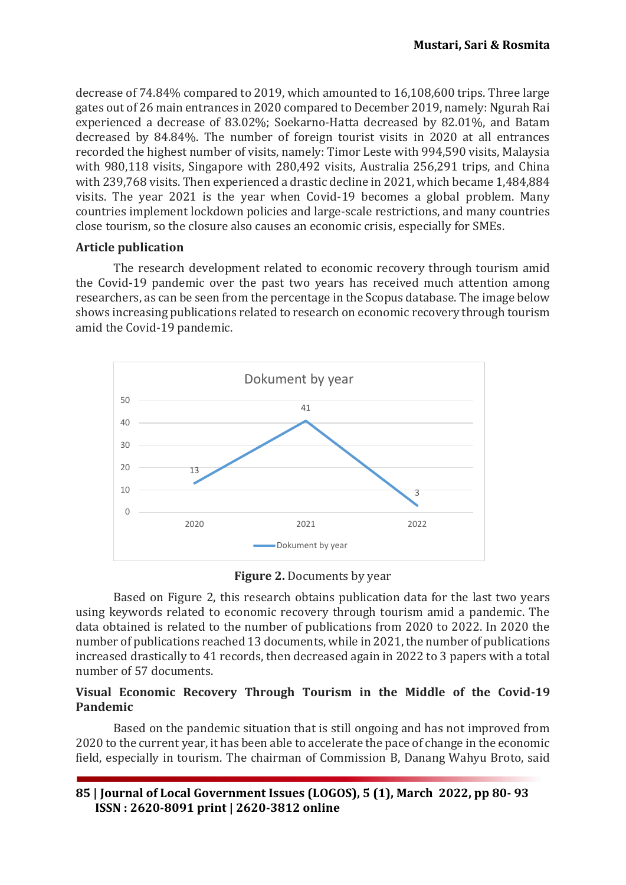decrease of 74.84% compared to 2019, which amounted to 16,108,600 trips. Three large gates out of 26 main entrances in 2020 compared to December 2019, namely: Ngurah Rai experienced a decrease of 83.02%; Soekarno-Hatta decreased by 82.01%, and Batam decreased by 84.84%. The number of foreign tourist visits in 2020 at all entrances recorded the highest number of visits, namely: Timor Leste with 994,590 visits, Malaysia with 980,118 visits, Singapore with 280,492 visits, Australia 256,291 trips, and China with 239,768 visits. Then experienced a drastic decline in 2021, which became 1,484,884 visits. The year 2021 is the year when Covid-19 becomes a global problem. Many countries implement lockdown policies and large-scale restrictions, and many countries close tourism, so the closure also causes an economic crisis, especially for SMEs.

**Article publication**

The research development related to economic recovery through tourism amid the Covid-19 pandemic over the past two years has received much attention among researchers, as can be seen from the percentage in the Scopus database. The image below shows increasing publications related to research on economic recovery through tourism amid the Covid-19 pandemic.

Dokument by year

| Year | Dokument by year |
|---|---|
| 2020 | 13 |
| 2021 | 41 |
| 2022 | 3 |

**Figure 2.** Documents by year

Based on Figure 2, this research obtains publication data for the last two years using keywords related to economic recovery through tourism amid a pandemic. The data obtained is related to the number of publications from 2020 to 2022. In 2020 the number of publications reached 13 documents, while in 2021, the number of publications increased drastically to 41 records, then decreased again in 2022 to 3 papers with a total number of 57 documents.

**Visual Economic Recovery Through Tourism in the Middle of the Covid-19 Pandemic**

Based on the pandemic situation that is still ongoing and has not improved from 2020 to the current year, it has been able to accelerate the pace of change in the economic field, especially in tourism. The chairman of Commission B, Danang Wahyu Broto, said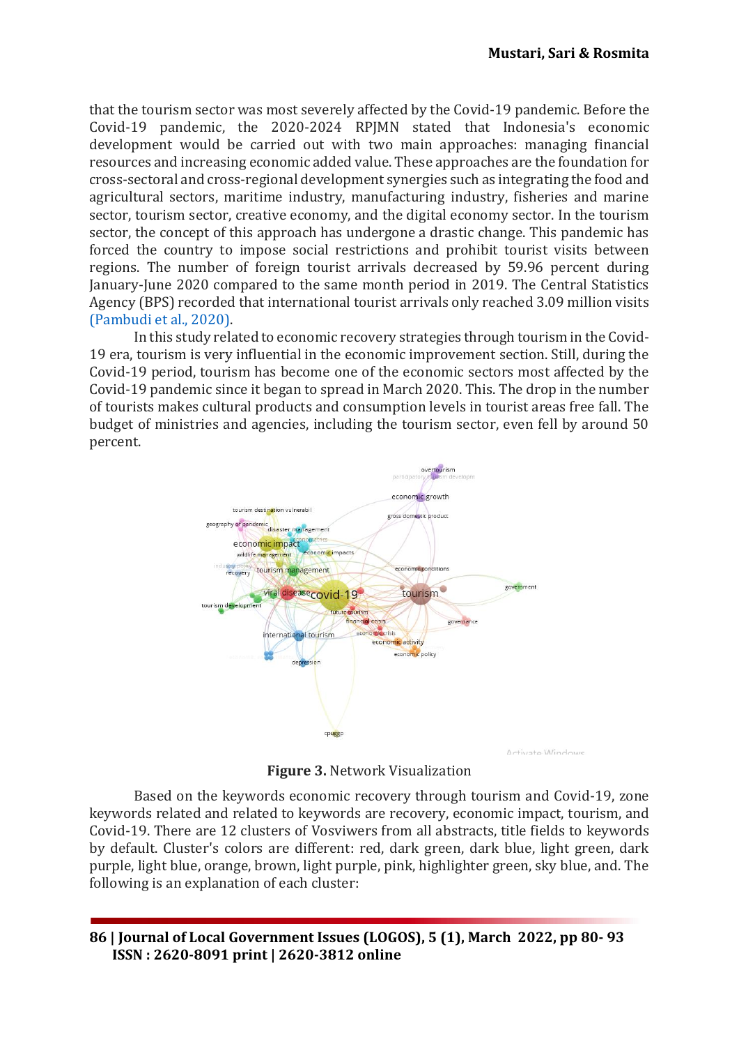that the tourism sector was most severely affected by the Covid-19 pandemic. Before the Covid-19 pandemic, the 2020-2024 RPJMN stated that Indonesia's economic development would be carried out with two main approaches: managing financial resources and increasing economic added value. These approaches are the foundation for cross-sectoral and cross-regional development synergies such as integrating the food and agricultural sectors, maritime industry, manufacturing industry, fisheries and marine sector, tourism sector, creative economy, and the digital economy sector. In the tourism sector, the concept of this approach has undergone a drastic change. This pandemic has forced the country to impose social restrictions and prohibit tourist visits between regions. The number of foreign tourist arrivals decreased by 59.96 percent during January-June 2020 compared to the same month period in 2019. The Central Statistics Agency (BPS) recorded that international tourist arrivals only reached 3.09 million visits (Pambudi et al., 2020).

In this study related to economic recovery strategies through tourism in the Covid-19 era, tourism is very influential in the economic improvement section. Still, during the Covid-19 period, tourism has become one of the economic sectors most affected by the Covid-19 pandemic since it began to spread in March 2020. This. The drop in the number of tourists makes cultural products and consumption levels in tourist areas free fall. The budget of ministries and agencies, including the tourism sector, even fell by around 50 percent.

**Figure 3.** Network Visualization

Based on the keywords economic recovery through tourism and Covid-19, zone keywords related and related to keywords are recovery, economic impact, tourism, and Covid-19. There are 12 clusters of Vosviwers from all abstracts, title fields to keywords by default. Cluster's colors are different: red, dark green, dark blue, light green, dark purple, light blue, orange, brown, light purple, pink, highlighter green, sky blue, and. The following is an explanation of each cluster: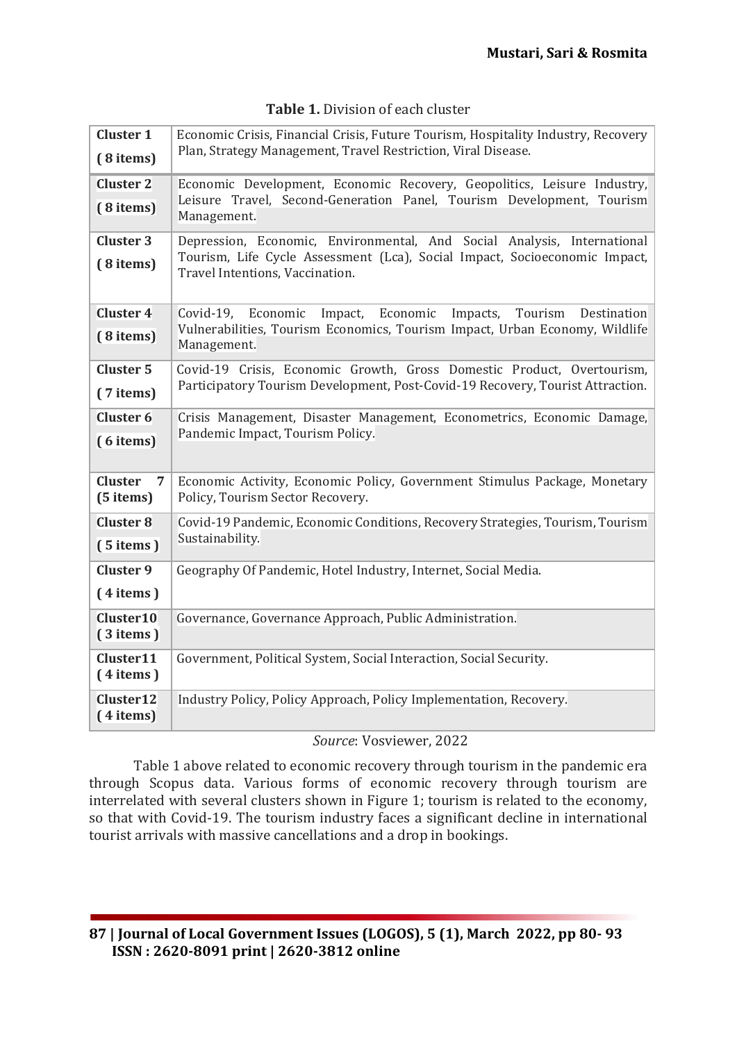**Table 1.** Division of each cluster

| Cluster | Items |
|---|---|
| **Cluster 1 ( 8 items)** | Economic Crisis, Financial Crisis, Future Tourism, Hospitality Industry, Recovery Plan, Strategy Management, Travel Restriction, Viral Disease. |
| **Cluster 2 ( 8 items)** | Economic Development, Economic Recovery, Geopolitics, Leisure Industry, Leisure Travel, Second-Generation Panel, Tourism Development, Tourism Management. |
| **Cluster 3 ( 8 items)** | Depression, Economic, Environmental, And Social Analysis, International Tourism, Life Cycle Assessment (Lca), Social Impact, Socioeconomic Impact, Travel Intentions, Vaccination. |
| **Cluster 4 ( 8 items)** | Covid-19, Economic Impact, Economic Impacts, Tourism Destination Vulnerabilities, Tourism Economics, Tourism Impact, Urban Economy, Wildlife Management. |
| **Cluster 5 ( 7 items)** | Covid-19 Crisis, Economic Growth, Gross Domestic Product, Overtourism, Participatory Tourism Development, Post-Covid-19 Recovery, Tourist Attraction. |
| **Cluster 6 ( 6 items)** | Crisis Management, Disaster Management, Econometrics, Economic Damage, Pandemic Impact, Tourism Policy. |
| **Cluster 7 (5 items)** | Economic Activity, Economic Policy, Government Stimulus Package, Monetary Policy, Tourism Sector Recovery. |
| **Cluster 8 ( 5 items )** | Covid-19 Pandemic, Economic Conditions, Recovery Strategies, Tourism, Tourism Sustainability. |
| **Cluster 9 ( 4 items )** | Geography Of Pandemic, Hotel Industry, Internet, Social Media. |
| **Cluster10 ( 3 items )** | Governance, Governance Approach, Public Administration. |
| **Cluster11 ( 4 items )** | Government, Political System, Social Interaction, Social Security. |
| **Cluster12 ( 4 items)** | Industry Policy, Policy Approach, Policy Implementation, Recovery. |

*Source*: Vosviewer, 2022

Table 1 above related to economic recovery through tourism in the pandemic era through Scopus data. Various forms of economic recovery through tourism are interrelated with several clusters shown in Figure 1; tourism is related to the economy, so that with Covid-19. The tourism industry faces a significant decline in international tourist arrivals with massive cancellations and a drop in bookings.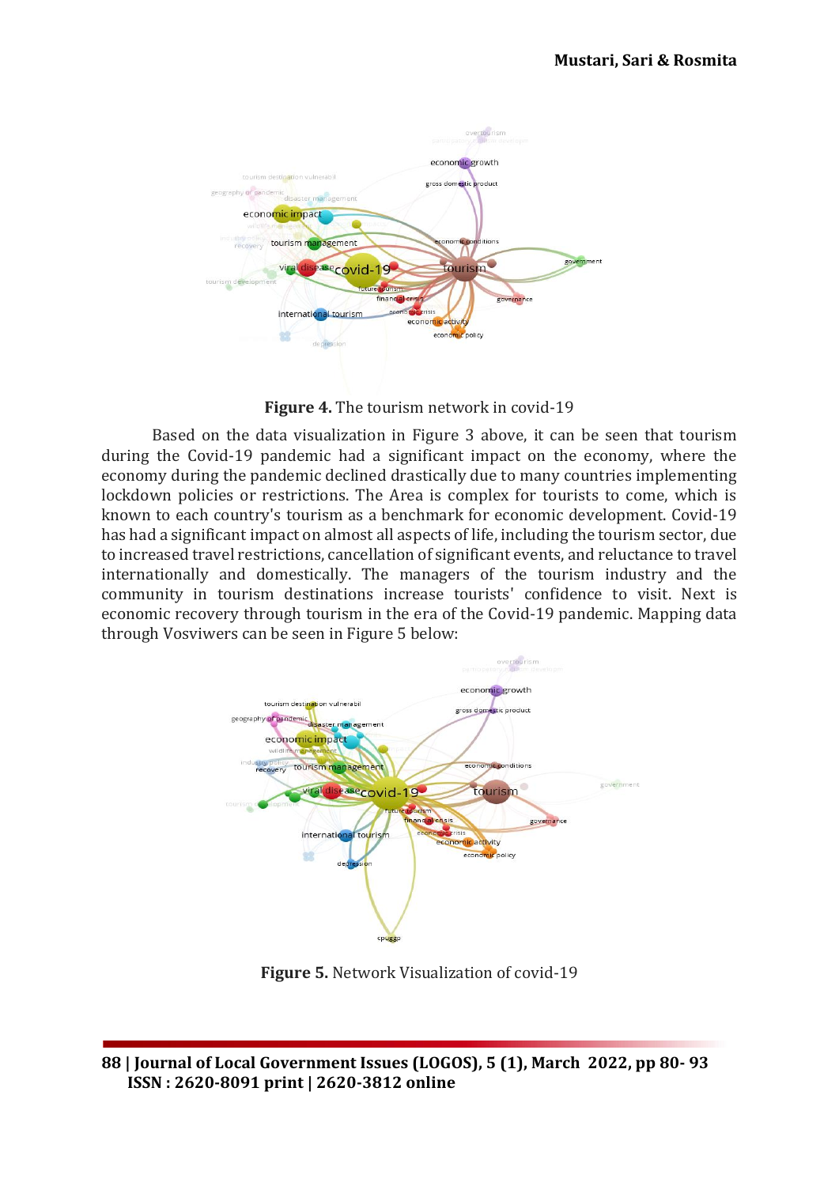**Figure 4.** The tourism network in covid-19

Based on the data visualization in Figure 3 above, it can be seen that tourism during the Covid-19 pandemic had a significant impact on the economy, where the economy during the pandemic declined drastically due to many countries implementing lockdown policies or restrictions. The Area is complex for tourists to come, which is known to each country's tourism as a benchmark for economic development. Covid-19 has had a significant impact on almost all aspects of life, including the tourism sector, due to increased travel restrictions, cancellation of significant events, and reluctance to travel internationally and domestically. The managers of the tourism industry and the community in tourism destinations increase tourists' confidence to visit. Next is economic recovery through tourism in the era of the Covid-19 pandemic. Mapping data through Vosviwers can be seen in Figure 5 below:

**Figure 5.** Network Visualization of covid-19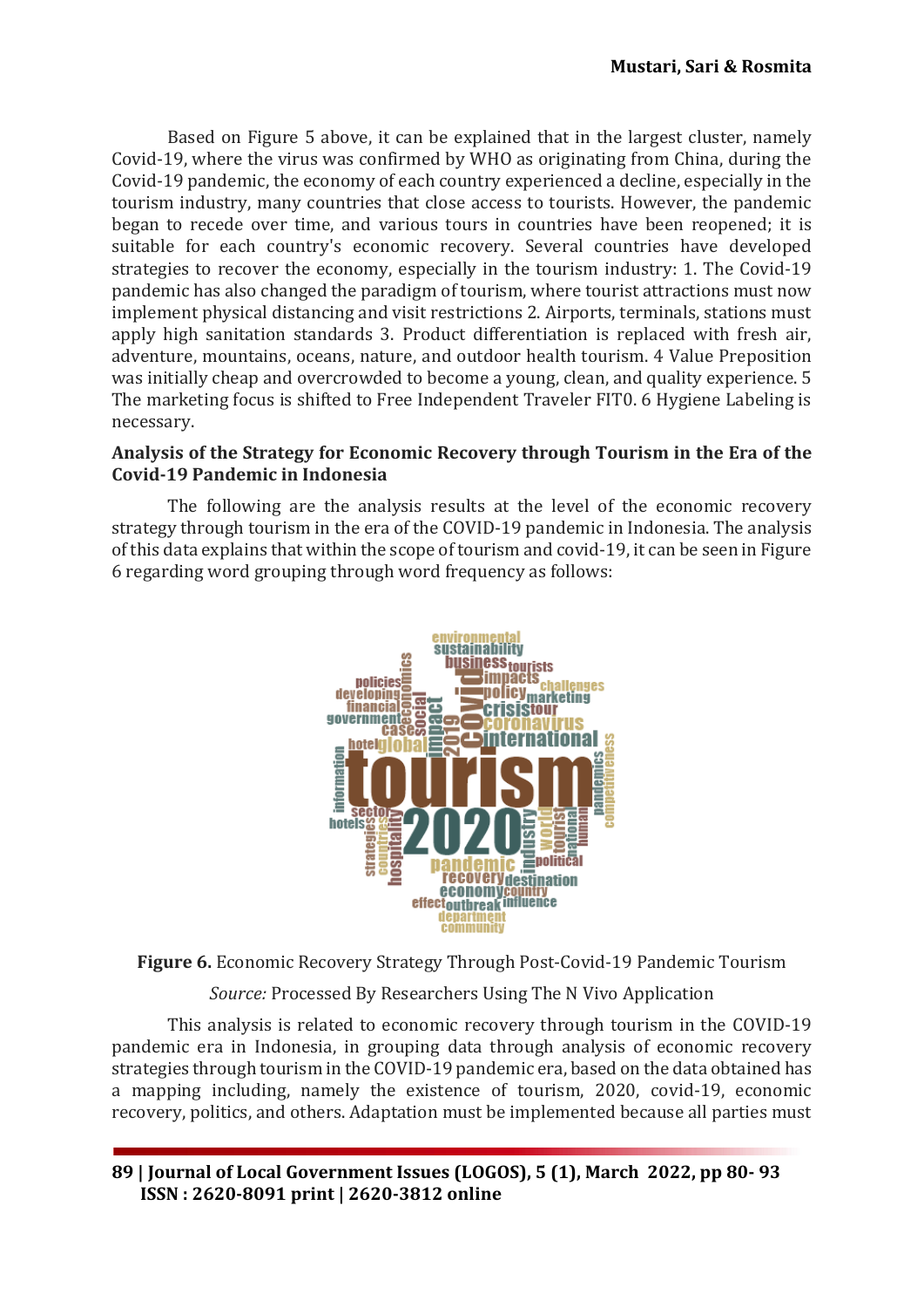Based on Figure 5 above, it can be explained that in the largest cluster, namely Covid-19, where the virus was confirmed by WHO as originating from China, during the Covid-19 pandemic, the economy of each country experienced a decline, especially in the tourism industry, many countries that close access to tourists. However, the pandemic began to recede over time, and various tours in countries have been reopened; it is suitable for each country's economic recovery. Several countries have developed strategies to recover the economy, especially in the tourism industry: 1. The Covid-19 pandemic has also changed the paradigm of tourism, where tourist attractions must now implement physical distancing and visit restrictions 2. Airports, terminals, stations must apply high sanitation standards 3. Product differentiation is replaced with fresh air, adventure, mountains, oceans, nature, and outdoor health tourism. 4 Value Preposition was initially cheap and overcrowded to become a young, clean, and quality experience. 5 The marketing focus is shifted to Free Independent Traveler FIT0. 6 Hygiene Labeling is necessary.

**Analysis of the Strategy for Economic Recovery through Tourism in the Era of the Covid-19 Pandemic in Indonesia**

The following are the analysis results at the level of the economic recovery strategy through tourism in the era of the COVID-19 pandemic in Indonesia. The analysis of this data explains that within the scope of tourism and covid-19, it can be seen in Figure 6 regarding word grouping through word frequency as follows:

**Figure 6.** Economic Recovery Strategy Through Post-Covid-19 Pandemic Tourism

*Source:* Processed By Researchers Using The N Vivo Application

This analysis is related to economic recovery through tourism in the COVID-19 pandemic era in Indonesia, in grouping data through analysis of economic recovery strategies through tourism in the COVID-19 pandemic era, based on the data obtained has a mapping including, namely the existence of tourism, 2020, covid-19, economic recovery, politics, and others. Adaptation must be implemented because all parties must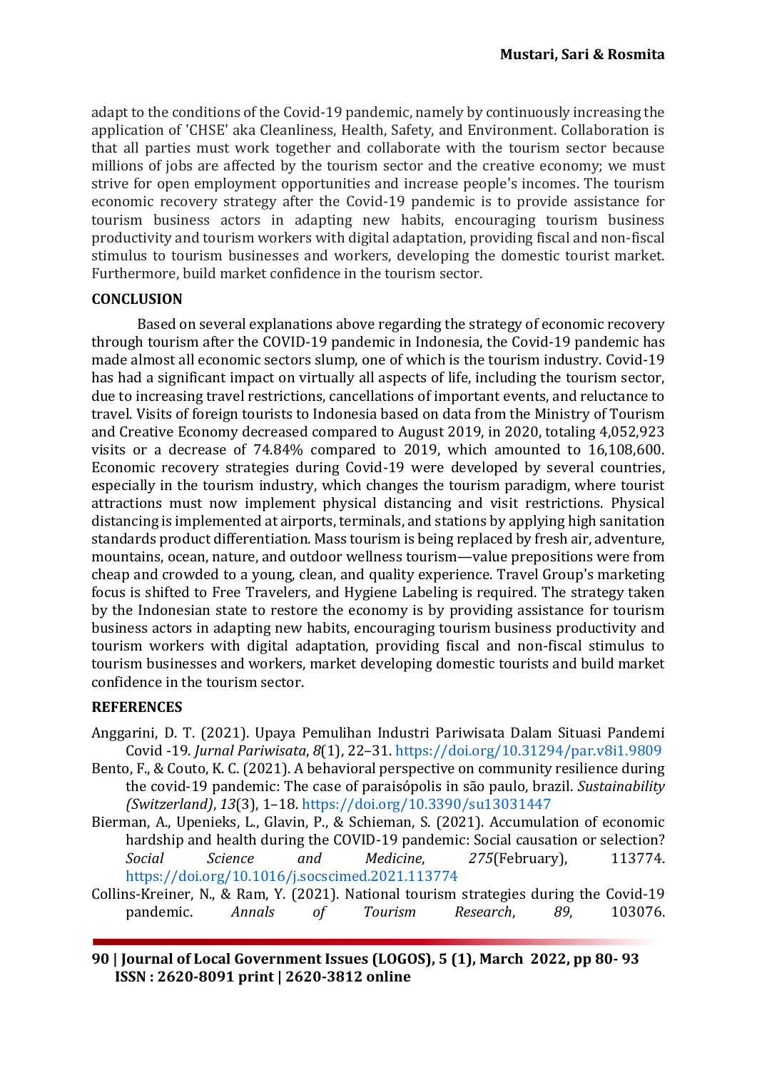adapt to the conditions of the Covid-19 pandemic, namely by continuously increasing the application of 'CHSE' aka Cleanliness, Health, Safety, and Environment. Collaboration is that all parties must work together and collaborate with the tourism sector because millions of jobs are affected by the tourism sector and the creative economy; we must strive for open employment opportunities and increase people's incomes. The tourism economic recovery strategy after the Covid-19 pandemic is to provide assistance for tourism business actors in adapting new habits, encouraging tourism business productivity and tourism workers with digital adaptation, providing fiscal and non-fiscal stimulus to tourism businesses and workers, developing the domestic tourist market. Furthermore, build market confidence in the tourism sector.

## CONCLUSION

Based on several explanations above regarding the strategy of economic recovery through tourism after the COVID-19 pandemic in Indonesia, the Covid-19 pandemic has made almost all economic sectors slump, one of which is the tourism industry. Covid-19 has had a significant impact on virtually all aspects of life, including the tourism sector, due to increasing travel restrictions, cancellations of important events, and reluctance to travel. Visits of foreign tourists to Indonesia based on data from the Ministry of Tourism and Creative Economy decreased compared to August 2019, in 2020, totaling 4,052,923 visits or a decrease of 74.84% compared to 2019, which amounted to 16,108,600. Economic recovery strategies during Covid-19 were developed by several countries, especially in the tourism industry, which changes the tourism paradigm, where tourist attractions must now implement physical distancing and visit restrictions. Physical distancing is implemented at airports, terminals, and stations by applying high sanitation standards product differentiation. Mass tourism is being replaced by fresh air, adventure, mountains, ocean, nature, and outdoor wellness tourism—value prepositions were from cheap and crowded to a young, clean, and quality experience. Travel Group's marketing focus is shifted to Free Travelers, and Hygiene Labeling is required. The strategy taken by the Indonesian state to restore the economy is by providing assistance for tourism business actors in adapting new habits, encouraging tourism business productivity and tourism workers with digital adaptation, providing fiscal and non-fiscal stimulus to tourism businesses and workers, market developing domestic tourists and build market confidence in the tourism sector.

## REFERENCES

Anggarini, D. T. (2021). Upaya Pemulihan Industri Pariwisata Dalam Situasi Pandemi Covid -19. *Jurnal Pariwisata*, *8*(1), 22–31. https://doi.org/10.31294/par.v8i1.9809

Bento, F., & Couto, K. C. (2021). A behavioral perspective on community resilience during the covid-19 pandemic: The case of paraisópolis in são paulo, brazil. *Sustainability (Switzerland)*, *13*(3), 1–18. https://doi.org/10.3390/su13031447

Bierman, A., Upenieks, L., Glavin, P., & Schieman, S. (2021). Accumulation of economic hardship and health during the COVID-19 pandemic: Social causation or selection? *Social Science and Medicine*, *275*(February), 113774. https://doi.org/10.1016/j.socscimed.2021.113774

Collins-Kreiner, N., & Ram, Y. (2021). National tourism strategies during the Covid-19 pandemic. *Annals of Tourism Research*, *89*, 103076.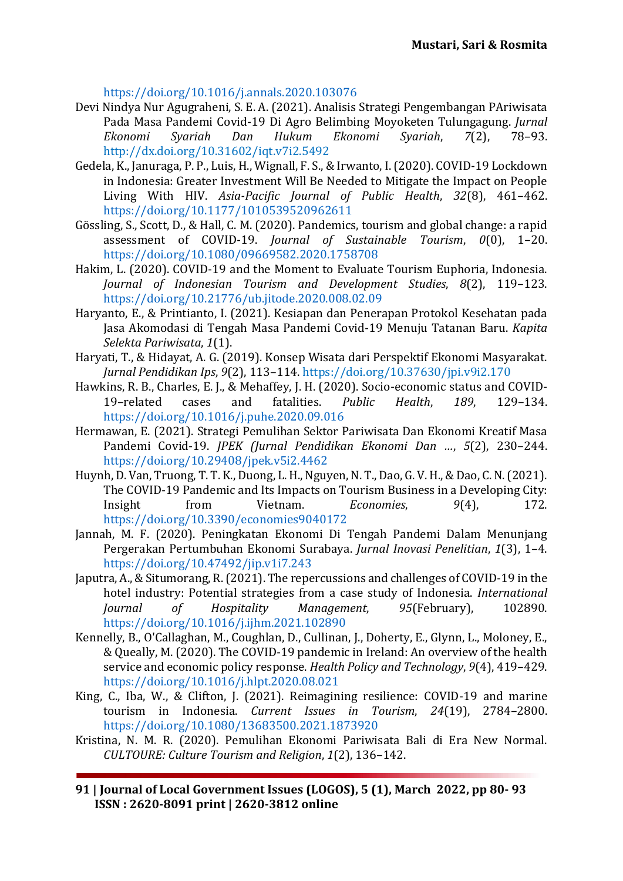https://doi.org/10.1016/j.annals.2020.103076

Devi Nindya Nur Agugraheni, S. E. A. (2021). Analisis Strategi Pengembangan PAriwisata Pada Masa Pandemi Covid-19 Di Agro Belimbing Moyoketen Tulungagung. *Jurnal Ekonomi Syariah Dan Hukum Ekonomi Syariah*, *7*(2), 78–93. http://dx.doi.org/10.31602/iqt.v7i2.5492

Gedela, K., Januraga, P. P., Luis, H., Wignall, F. S., & Irwanto, I. (2020). COVID-19 Lockdown in Indonesia: Greater Investment Will Be Needed to Mitigate the Impact on People Living With HIV. *Asia-Pacific Journal of Public Health*, *32*(8), 461–462. https://doi.org/10.1177/1010539520962611

Gössling, S., Scott, D., & Hall, C. M. (2020). Pandemics, tourism and global change: a rapid assessment of COVID-19. *Journal of Sustainable Tourism*, *0*(0), 1–20. https://doi.org/10.1080/09669582.2020.1758708

Hakim, L. (2020). COVID-19 and the Moment to Evaluate Tourism Euphoria, Indonesia. *Journal of Indonesian Tourism and Development Studies*, *8*(2), 119–123. https://doi.org/10.21776/ub.jitode.2020.008.02.09

Haryanto, E., & Printianto, I. (2021). Kesiapan dan Penerapan Protokol Kesehatan pada Jasa Akomodasi di Tengah Masa Pandemi Covid-19 Menuju Tatanan Baru. *Kapita Selekta Pariwisata*, *1*(1).

Haryati, T., & Hidayat, A. G. (2019). Konsep Wisata dari Perspektif Ekonomi Masyarakat. *Jurnal Pendidikan Ips*, *9*(2), 113–114. https://doi.org/10.37630/jpi.v9i2.170

Hawkins, R. B., Charles, E. J., & Mehaffey, J. H. (2020). Socio-economic status and COVID-19–related cases and fatalities. *Public Health*, *189*, 129–134. https://doi.org/10.1016/j.puhe.2020.09.016

Hermawan, E. (2021). Strategi Pemulihan Sektor Pariwisata Dan Ekonomi Kreatif Masa Pandemi Covid-19. *JPEK (Jurnal Pendidikan Ekonomi Dan …*, *5*(2), 230–244. https://doi.org/10.29408/jpek.v5i2.4462

Huynh, D. Van, Truong, T. T. K., Duong, L. H., Nguyen, N. T., Dao, G. V. H., & Dao, C. N. (2021). The COVID-19 Pandemic and Its Impacts on Tourism Business in a Developing City: Insight from Vietnam. *Economies*, *9*(4), 172. https://doi.org/10.3390/economies9040172

Jannah, M. F. (2020). Peningkatan Ekonomi Di Tengah Pandemi Dalam Menunjang Pergerakan Pertumbuhan Ekonomi Surabaya. *Jurnal Inovasi Penelitian*, *1*(3), 1–4. https://doi.org/10.47492/jip.v1i7.243

Japutra, A., & Situmorang, R. (2021). The repercussions and challenges of COVID-19 in the hotel industry: Potential strategies from a case study of Indonesia. *International Journal of Hospitality Management*, *95*(February), 102890. https://doi.org/10.1016/j.ijhm.2021.102890

Kennelly, B., O'Callaghan, M., Coughlan, D., Cullinan, J., Doherty, E., Glynn, L., Moloney, E., & Queally, M. (2020). The COVID-19 pandemic in Ireland: An overview of the health service and economic policy response. *Health Policy and Technology*, *9*(4), 419–429. https://doi.org/10.1016/j.hlpt.2020.08.021

King, C., Iba, W., & Clifton, J. (2021). Reimagining resilience: COVID-19 and marine tourism in Indonesia. *Current Issues in Tourism*, *24*(19), 2784–2800. https://doi.org/10.1080/13683500.2021.1873920

Kristina, N. M. R. (2020). Pemulihan Ekonomi Pariwisata Bali di Era New Normal. *CULTOURE: Culture Tourism and Religion*, *1*(2), 136–142.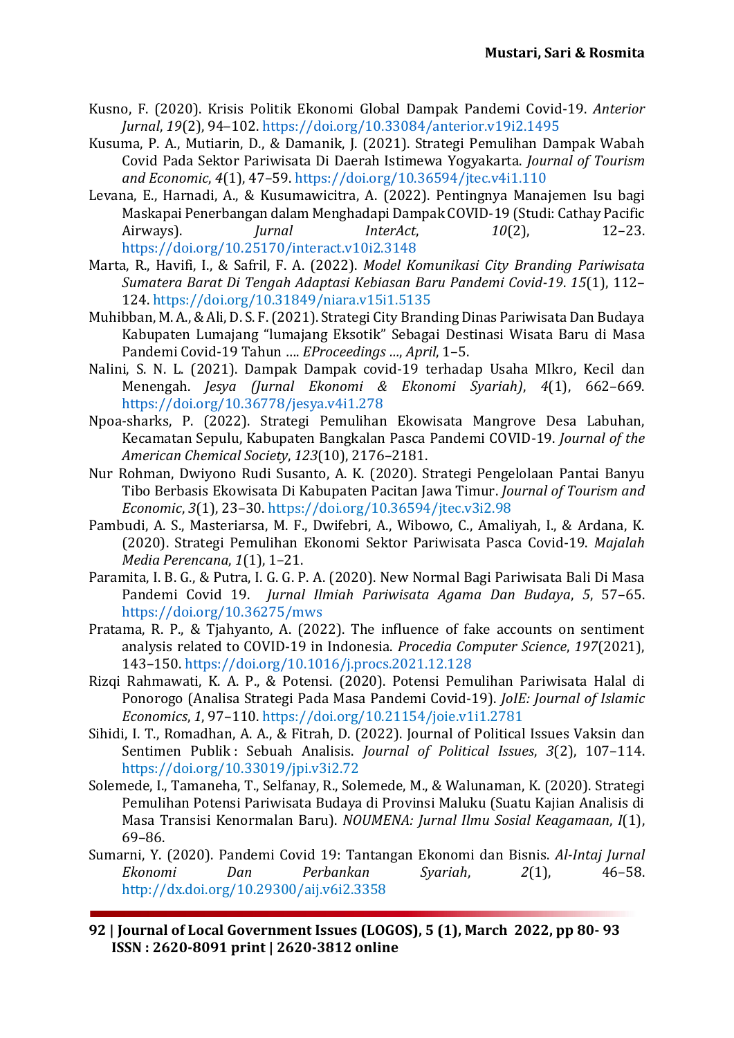Kusno, F. (2020). Krisis Politik Ekonomi Global Dampak Pandemi Covid-19. *Anterior Jurnal*, *19*(2), 94–102. https://doi.org/10.33084/anterior.v19i2.1495

Kusuma, P. A., Mutiarin, D., & Damanik, J. (2021). Strategi Pemulihan Dampak Wabah Covid Pada Sektor Pariwisata Di Daerah Istimewa Yogyakarta. *Journal of Tourism and Economic*, *4*(1), 47–59. https://doi.org/10.36594/jtec.v4i1.110

Levana, E., Harnadi, A., & Kusumawicitra, A. (2022). Pentingnya Manajemen Isu bagi Maskapai Penerbangan dalam Menghadapi Dampak COVID-19 (Studi: Cathay Pacific Airways). *Jurnal InterAct*, *10*(2), 12–23. https://doi.org/10.25170/interact.v10i2.3148

Marta, R., Havifi, I., & Safril, F. A. (2022). *Model Komunikasi City Branding Pariwisata Sumatera Barat Di Tengah Adaptasi Kebiasan Baru Pandemi Covid-19*. *15*(1), 112–124. https://doi.org/10.31849/niara.v15i1.5135

Muhibban, M. A., & Ali, D. S. F. (2021). Strategi City Branding Dinas Pariwisata Dan Budaya Kabupaten Lumajang "lumajang Eksotik" Sebagai Destinasi Wisata Baru di Masa Pandemi Covid-19 Tahun …. *EProceedings …*, *April*, 1–5.

Nalini, S. N. L. (2021). Dampak Dampak covid-19 terhadap Usaha MIkro, Kecil dan Menengah. *Jesya (Jurnal Ekonomi & Ekonomi Syariah)*, *4*(1), 662–669. https://doi.org/10.36778/jesya.v4i1.278

Npoa-sharks, P. (2022). Strategi Pemulihan Ekowisata Mangrove Desa Labuhan, Kecamatan Sepulu, Kabupaten Bangkalan Pasca Pandemi COVID-19. *Journal of the American Chemical Society*, *123*(10), 2176–2181.

Nur Rohman, Dwiyono Rudi Susanto, A. K. (2020). Strategi Pengelolaan Pantai Banyu Tibo Berbasis Ekowisata Di Kabupaten Pacitan Jawa Timur. *Journal of Tourism and Economic*, *3*(1), 23–30. https://doi.org/10.36594/jtec.v3i2.98

Pambudi, A. S., Masteriarsa, M. F., Dwifebri, A., Wibowo, C., Amaliyah, I., & Ardana, K. (2020). Strategi Pemulihan Ekonomi Sektor Pariwisata Pasca Covid-19. *Majalah Media Perencana*, *1*(1), 1–21.

Paramita, I. B. G., & Putra, I. G. G. P. A. (2020). New Normal Bagi Pariwisata Bali Di Masa Pandemi Covid 19. *Jurnal Ilmiah Pariwisata Agama Dan Budaya*, *5*, 57–65. https://doi.org/10.36275/mws

Pratama, R. P., & Tjahyanto, A. (2022). The influence of fake accounts on sentiment analysis related to COVID-19 in Indonesia. *Procedia Computer Science*, *197*(2021), 143–150. https://doi.org/10.1016/j.procs.2021.12.128

Rizqi Rahmawati, K. A. P., & Potensi. (2020). Potensi Pemulihan Pariwisata Halal di Ponorogo (Analisa Strategi Pada Masa Pandemi Covid-19). *JoIE: Journal of Islamic Economics*, *1*, 97–110. https://doi.org/10.21154/joie.v1i1.2781

Sihidi, I. T., Romadhan, A. A., & Fitrah, D. (2022). Journal of Political Issues Vaksin dan Sentimen Publik : Sebuah Analisis. *Journal of Political Issues*, *3*(2), 107–114. https://doi.org/10.33019/jpi.v3i2.72

Solemede, I., Tamaneha, T., Selfanay, R., Solemede, M., & Walunaman, K. (2020). Strategi Pemulihan Potensi Pariwisata Budaya di Provinsi Maluku (Suatu Kajian Analisis di Masa Transisi Kenormalan Baru). *NOUMENA: Jurnal Ilmu Sosial Keagamaan*, *I*(1), 69–86.

Sumarni, Y. (2020). Pandemi Covid 19: Tantangan Ekonomi dan Bisnis. *Al-Intaj Jurnal Ekonomi Dan Perbankan Syariah*, *2*(1), 46–58. http://dx.doi.org/10.29300/aij.v6i2.3358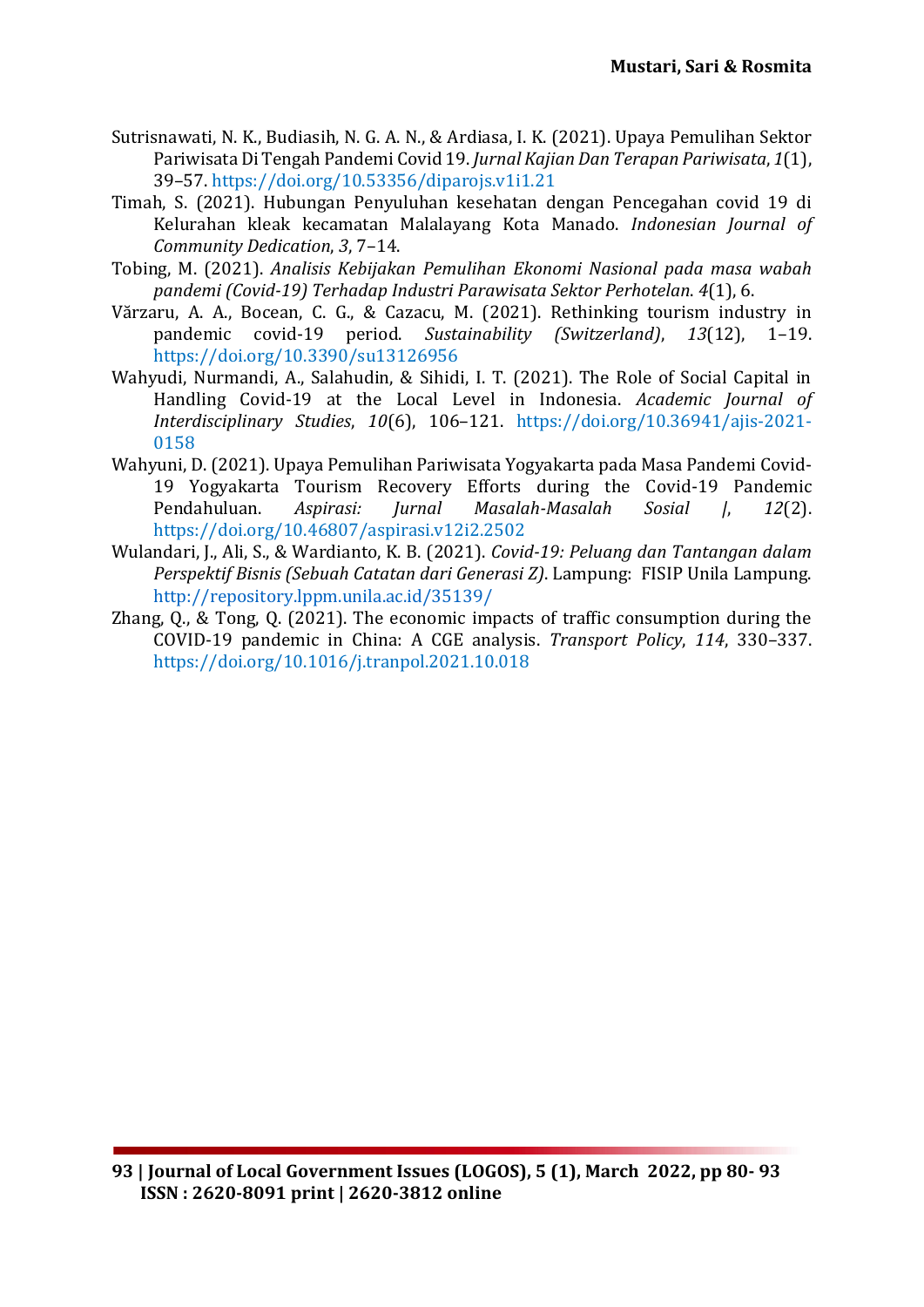Sutrisnawati, N. K., Budiasih, N. G. A. N., & Ardiasa, I. K. (2021). Upaya Pemulihan Sektor Pariwisata Di Tengah Pandemi Covid 19. *Jurnal Kajian Dan Terapan Pariwisata*, *1*(1), 39–57. https://doi.org/10.53356/diparojs.v1i1.21

Timah, S. (2021). Hubungan Penyuluhan kesehatan dengan Pencegahan covid 19 di Kelurahan kleak kecamatan Malalayang Kota Manado. *Indonesian Journal of Community Dedication*, *3*, 7–14.

Tobing, M. (2021). *Analisis Kebijakan Pemulihan Ekonomi Nasional pada masa wabah pandemi (Covid-19) Terhadap Industri Parawisata Sektor Perhotelan*. *4*(1), 6.

Vărzaru, A. A., Bocean, C. G., & Cazacu, M. (2021). Rethinking tourism industry in pandemic covid-19 period. *Sustainability (Switzerland)*, *13*(12), 1–19. https://doi.org/10.3390/su13126956

Wahyudi, Nurmandi, A., Salahudin, & Sihidi, I. T. (2021). The Role of Social Capital in Handling Covid-19 at the Local Level in Indonesia. *Academic Journal of Interdisciplinary Studies*, *10*(6), 106–121. https://doi.org/10.36941/ajis-2021-0158

Wahyuni, D. (2021). Upaya Pemulihan Pariwisata Yogyakarta pada Masa Pandemi Covid-19 Yogyakarta Tourism Recovery Efforts during the Covid-19 Pandemic Pendahuluan. *Aspirasi: Jurnal Masalah-Masalah Sosial |*, *12*(2). https://doi.org/10.46807/aspirasi.v12i2.2502

Wulandari, J., Ali, S., & Wardianto, K. B. (2021). *Covid-19: Peluang dan Tantangan dalam Perspektif Bisnis (Sebuah Catatan dari Generasi Z)*. Lampung: FISIP Unila Lampung. http://repository.lppm.unila.ac.id/35139/

Zhang, Q., & Tong, Q. (2021). The economic impacts of traffic consumption during the COVID-19 pandemic in China: A CGE analysis. *Transport Policy*, *114*, 330–337. https://doi.org/10.1016/j.tranpol.2021.10.018